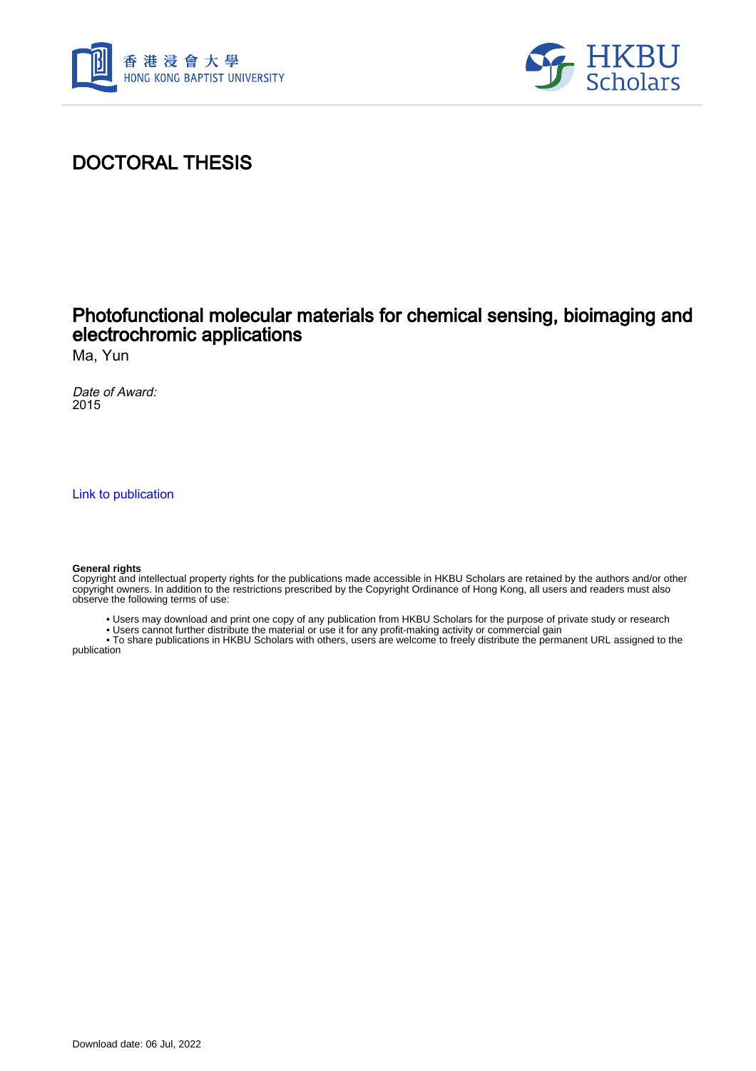# DOCTORAL THESIS

## Photofunctional molecular materials for chemical sensing, bioimaging and electrochromic applications

Ma, Yun

*Date of Award:*
2015

Link to publication

**General rights**
Copyright and intellectual property rights for the publications made accessible in HKBU Scholars are retained by the authors and/or other copyright owners. In addition to the restrictions prescribed by the Copyright Ordinance of Hong Kong, all users and readers must also observe the following terms of use:

- Users may download and print one copy of any publication from HKBU Scholars for the purpose of private study or research
- Users cannot further distribute the material or use it for any profit-making activity or commercial gain
- To share publications in HKBU Scholars with others, users are welcome to freely distribute the permanent URL assigned to the publication

Download date: 06 Jul, 2022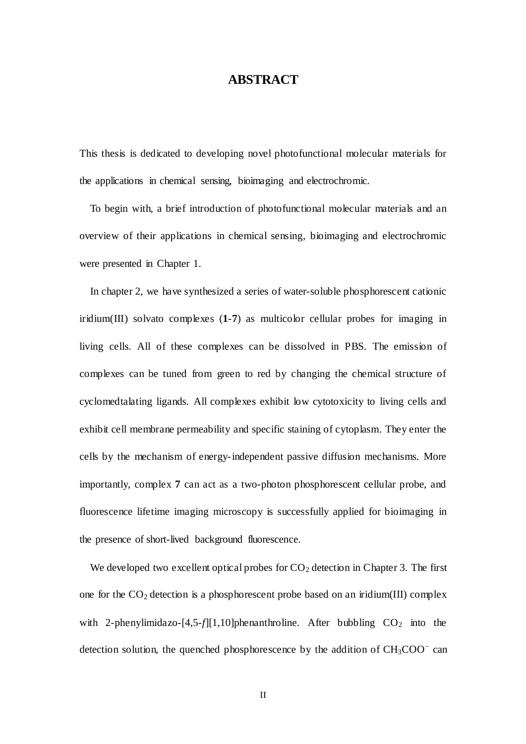# ABSTRACT

This thesis is dedicated to developing novel photofunctional molecular materials for the applications in chemical sensing, bioimaging and electrochromic.

To begin with, a brief introduction of photofunctional molecular materials and an overview of their applications in chemical sensing, bioimaging and electrochromic were presented in Chapter 1.

In chapter 2, we have synthesized a series of water-soluble phosphorescent cationic iridium(III) solvato complexes (**1**-**7**) as multicolor cellular probes for imaging in living cells. All of these complexes can be dissolved in PBS. The emission of complexes can be tuned from green to red by changing the chemical structure of cyclomedtalating ligands. All complexes exhibit low cytotoxicity to living cells and exhibit cell membrane permeability and specific staining of cytoplasm. They enter the cells by the mechanism of energy-independent passive diffusion mechanisms. More importantly, complex **7** can act as a two-photon phosphorescent cellular probe, and fluorescence lifetime imaging microscopy is successfully applied for bioimaging in the presence of short-lived background fluorescence.

We developed two excellent optical probes for $CO_2$ detection in Chapter 3. The first one for the $CO_2$ detection is a phosphorescent probe based on an iridium(III) complex with 2-phenylimidazo-[4,5-*f*][1,10]phenanthroline. After bubbling $CO_2$ into the detection solution, the quenched phosphorescence by the addition of $CH_3COO^-$ can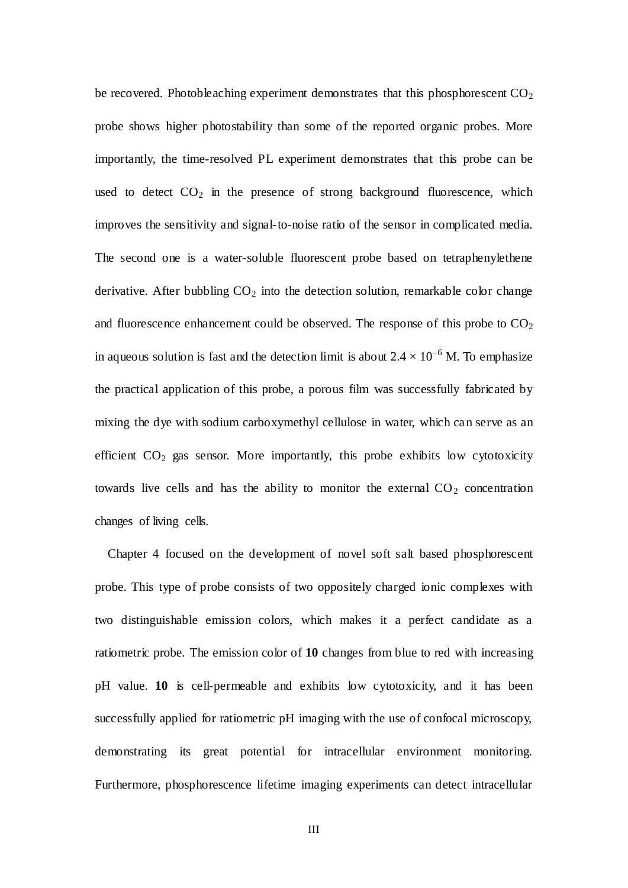be recovered. Photobleaching experiment demonstrates that this phosphorescent $CO_2$ probe shows higher photostability than some of the reported organic probes. More importantly, the time-resolved PL experiment demonstrates that this probe can be used to detect $CO_2$ in the presence of strong background fluorescence, which improves the sensitivity and signal-to-noise ratio of the sensor in complicated media. The second one is a water-soluble fluorescent probe based on tetraphenylethene derivative. After bubbling $CO_2$ into the detection solution, remarkable color change and fluorescence enhancement could be observed. The response of this probe to $CO_2$ in aqueous solution is fast and the detection limit is about $2.4 \times 10^{-6}$ M. To emphasize the practical application of this probe, a porous film was successfully fabricated by mixing the dye with sodium carboxymethyl cellulose in water, which can serve as an efficient $CO_2$ gas sensor. More importantly, this probe exhibits low cytotoxicity towards live cells and has the ability to monitor the external $CO_2$ concentration changes of living cells.

Chapter 4 focused on the development of novel soft salt based phosphorescent probe. This type of probe consists of two oppositely charged ionic complexes with two distinguishable emission colors, which makes it a perfect candidate as a ratiometric probe. The emission color of **10** changes from blue to red with increasing pH value. **10** is cell-permeable and exhibits low cytotoxicity, and it has been successfully applied for ratiometric pH imaging with the use of confocal microscopy, demonstrating its great potential for intracellular environment monitoring. Furthermore, phosphorescence lifetime imaging experiments can detect intracellular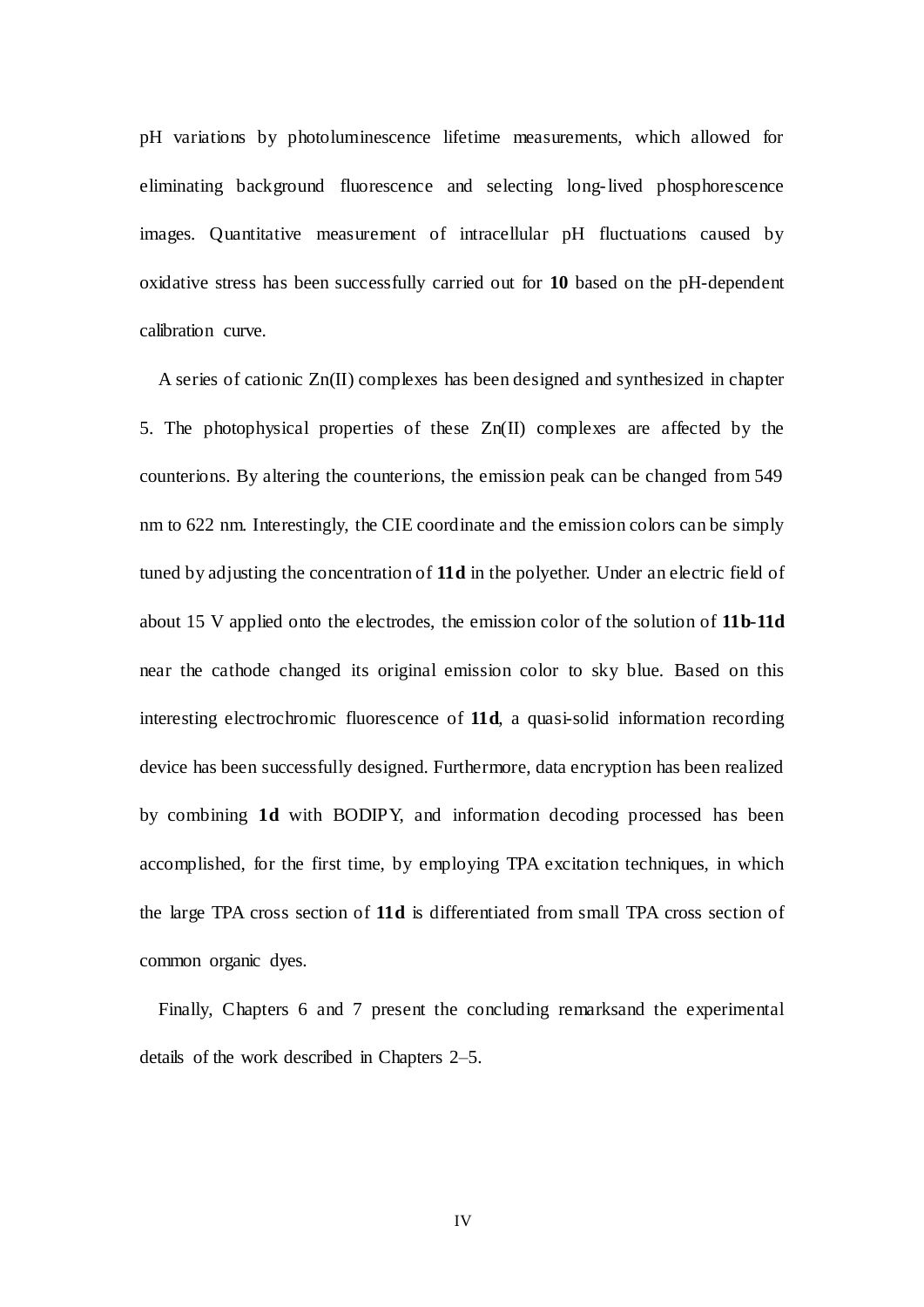pH variations by photoluminescence lifetime measurements, which allowed for eliminating background fluorescence and selecting long-lived phosphorescence images. Quantitative measurement of intracellular pH fluctuations caused by oxidative stress has been successfully carried out for **10** based on the pH-dependent calibration curve.

A series of cationic Zn(II) complexes has been designed and synthesized in chapter 5. The photophysical properties of these Zn(II) complexes are affected by the counterions. By altering the counterions, the emission peak can be changed from 549 nm to 622 nm. Interestingly, the CIE coordinate and the emission colors can be simply tuned by adjusting the concentration of **11d** in the polyether. Under an electric field of about 15 V applied onto the electrodes, the emission color of the solution of **11b**-**11d** near the cathode changed its original emission color to sky blue. Based on this interesting electrochromic fluorescence of **11d**, a quasi-solid information recording device has been successfully designed. Furthermore, data encryption has been realized by combining **1d** with BODIPY, and information decoding processed has been accomplished, for the first time, by employing TPA excitation techniques, in which the large TPA cross section of **11d** is differentiated from small TPA cross section of common organic dyes.

Finally, Chapters 6 and 7 present the concluding remarksand the experimental details of the work described in Chapters 2–5.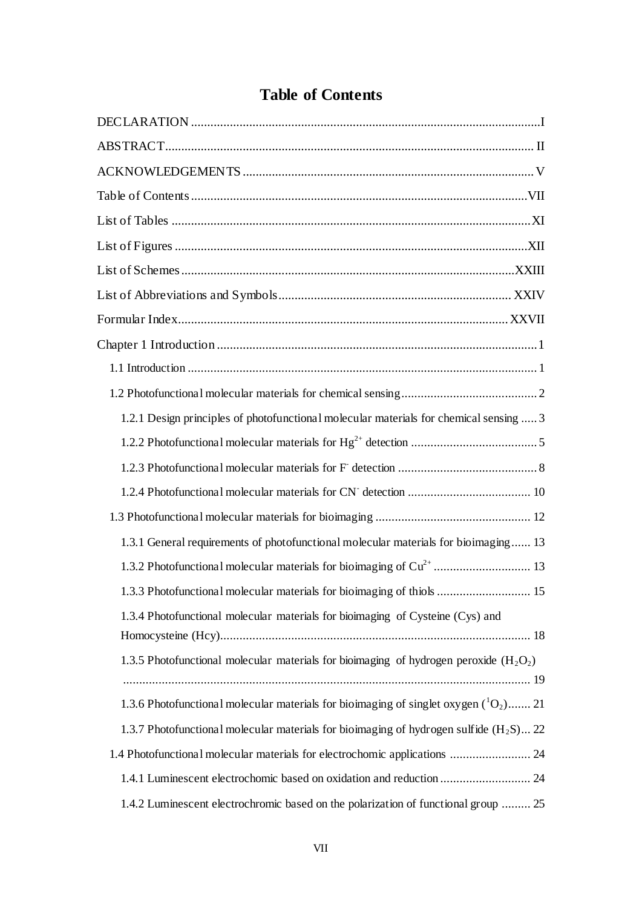# Table of Contents

DECLARATION ........................................................................................................I

ABSTRACT................................................................................................................ II

ACKNOWLEDGEMENTS ......................................................................................... V

Table of Contents .......................................................................................................VII

List of Tables ..............................................................................................................XI

List of Figures ............................................................................................................XII

List of Schemes ......................................................................................................XXIII

List of Abbreviations and Symbols....................................................................... XXIV

Formular Index......................................................................................................XXVII

Chapter 1 Introduction ..................................................................................................1

1.1 Introduction ............................................................................................................ 1

1.2 Photofunctional molecular materials for chemical sensing.......................................... 2

1.2.1 Design principles of photofunctional molecular materials for chemical sensing ..... 3

1.2.2 Photofunctional molecular materials for $Hg^{2+}$ detection ....................................... 5

1.2.3 Photofunctional molecular materials for $F^-$ detection ........................................... 8

1.2.4 Photofunctional molecular materials for $CN^-$ detection ...................................... 10

1.3 Photofunctional molecular materials for bioimaging ................................................ 12

1.3.1 General requirements of photofunctional molecular materials for bioimaging...... 13

1.3.2 Photofunctional molecular materials for bioimaging of $Cu^{2+}$ ............................. 13

1.3.3 Photofunctional molecular materials for bioimaging of thiols ............................. 15

1.3.4 Photofunctional molecular materials for bioimaging of Cysteine (Cys) and Homocysteine (Hcy)................................................................................................ 18

1.3.5 Photofunctional molecular materials for bioimaging of hydrogen peroxide ($H_2O_2$) ............................................................................................................................. 19

1.3.6 Photofunctional molecular materials for bioimaging of singlet oxygen ($^1O_2$)....... 21

1.3.7 Photofunctional molecular materials for bioimaging of hydrogen sulfide ($H_2S$)... 22

1.4 Photofunctional molecular materials for electrochomic applications ......................... 24

1.4.1 Luminescent electrochomic based on oxidation and reduction ............................ 24

1.4.2 Luminescent electrochromic based on the polarization of functional group ......... 25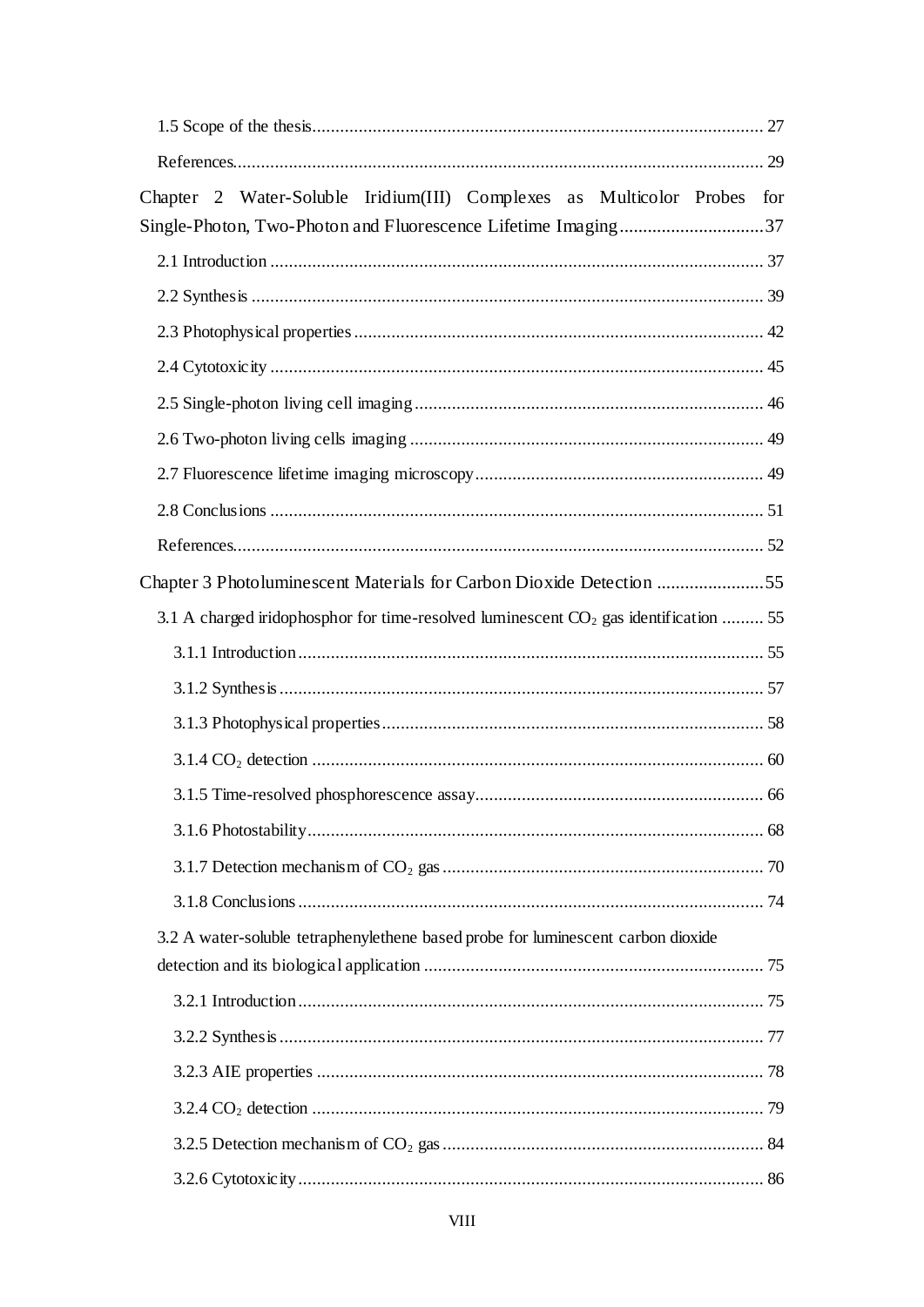1.5 Scope of the thesis ........................................................................................ 27

References........................................................................................................ 29

Chapter 2 Water-Soluble Iridium(III) Complexes as Multicolor Probes for Single-Photon, Two-Photon and Fluorescence Lifetime Imaging ............................37

2.1 Introduction .................................................................................................. 37

2.2 Synthesis ....................................................................................................... 39

2.3 Photophysical properties ............................................................................... 42

2.4 Cytotoxicity .................................................................................................. 45

2.5 Single-photon living cell imaging ................................................................. 46

2.6 Two-photon living cells imaging .................................................................. 49

2.7 Fluorescence lifetime imaging microscopy ................................................... 49

2.8 Conclusions .................................................................................................. 51

References........................................................................................................ 52

Chapter 3 Photoluminescent Materials for Carbon Dioxide Detection .......................55

3.1 A charged iridophosphor for time-resolved luminescent $CO_2$ gas identification ......... 55

3.1.1 Introduction ............................................................................................ 55

3.1.2 Synthesis ................................................................................................ 57

3.1.3 Photophysical properties ......................................................................... 58

3.1.4 $CO_2$ detection ......................................................................................... 60

3.1.5 Time-resolved phosphorescence assay ................................................... 66

3.1.6 Photostability .......................................................................................... 68

3.1.7 Detection mechanism of $CO_2$ gas ........................................................... 70

3.1.8 Conclusions ............................................................................................ 74

3.2 A water-soluble tetraphenylethene based probe for luminescent carbon dioxide detection and its biological application ....................................................................... 75

3.2.1 Introduction ............................................................................................ 75

3.2.2 Synthesis ................................................................................................ 77

3.2.3 AIE properties ......................................................................................... 78

3.2.4 $CO_2$ detection ......................................................................................... 79

3.2.5 Detection mechanism of $CO_2$ gas ........................................................... 84

3.2.6 Cytotoxicity ............................................................................................ 86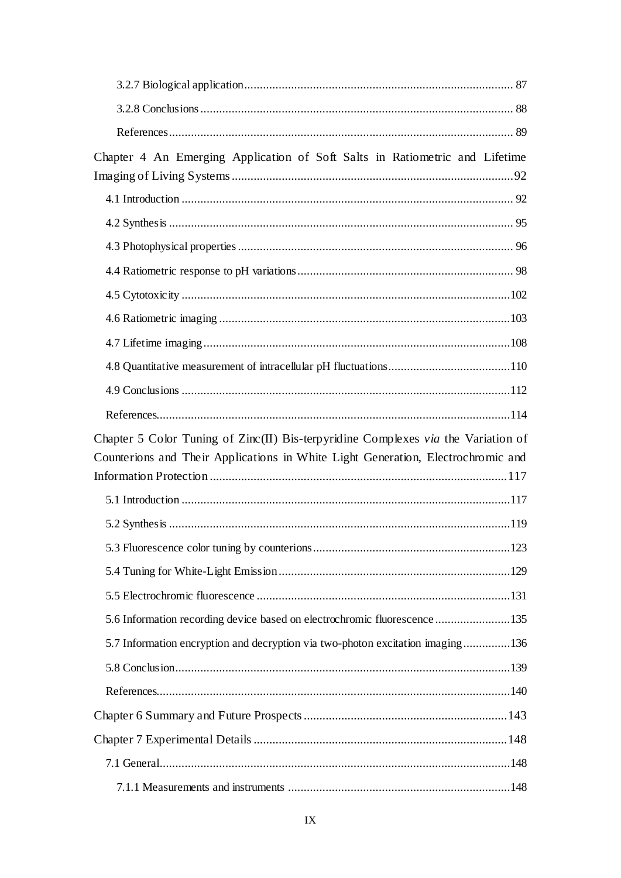3.2.7 Biological application ........................................................................................ 87

3.2.8 Conclusions ........................................................................................................ 88

References ................................................................................................................. 89

Chapter 4 An Emerging Application of Soft Salts in Ratiometric and Lifetime Imaging of Living Systems ........................................................................................ 92

4.1 Introduction ........................................................................................................ 92

4.2 Synthesis ............................................................................................................ 95

4.3 Photophysical properties ..................................................................................... 96

4.4 Ratiometric response to pH variations ................................................................. 98

4.5 Cytotoxicity ...................................................................................................... 102

4.6 Ratiometric imaging .......................................................................................... 103

4.7 Lifetime imaging ............................................................................................... 108

4.8 Quantitative measurement of intracellular pH fluctuations ................................... 110

4.9 Conclusions ...................................................................................................... 112

References ............................................................................................................... 114

Chapter 5 Color Tuning of Zinc(II) Bis-terpyridine Complexes *via* the Variation of Counterions and Their Applications in White Light Generation, Electrochromic and Information Protection ............................................................................................ 117

5.1 Introduction ...................................................................................................... 117

5.2 Synthesis .......................................................................................................... 119

5.3 Fluorescence color tuning by counterions ........................................................... 123

5.4 Tuning for White-Light Emission ....................................................................... 129

5.5 Electrochromic fluorescence .............................................................................. 131

5.6 Information recording device based on electrochromic fluorescence ..................... 135

5.7 Information encryption and decryption via two-photon excitation imaging ............ 136

5.8 Conclusion ........................................................................................................ 139

References ............................................................................................................... 140

Chapter 6 Summary and Future Prospects ................................................................ 143

Chapter 7 Experimental Details ............................................................................... 148

7.1 General ............................................................................................................. 148

7.1.1 Measurements and instruments ...................................................................... 148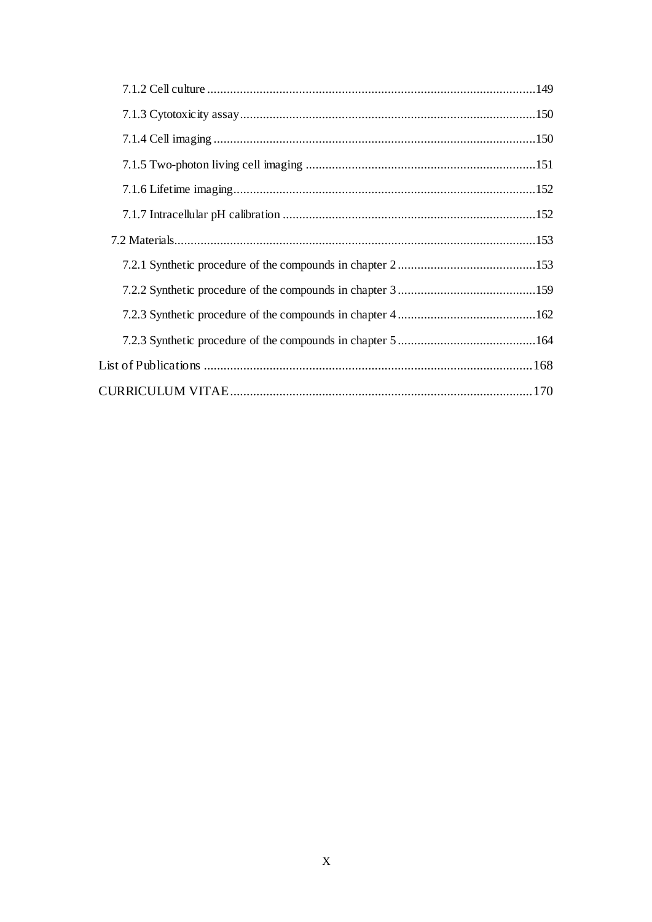7.1.2 Cell culture....................................................................................................149

7.1.3 Cytotoxicity assay.........................................................................................150

7.1.4 Cell imaging.................................................................................................150

7.1.5 Two-photon living cell imaging......................................................................151

7.1.6 Lifetime imaging...........................................................................................152

7.1.7 Intracellular pH calibration.............................................................................152

7.2 Materials..............................................................................................................153

7.2.1 Synthetic procedure of the compounds in chapter 2..........................................153

7.2.2 Synthetic procedure of the compounds in chapter 3..........................................159

7.2.3 Synthetic procedure of the compounds in chapter 4..........................................162

7.2.3 Synthetic procedure of the compounds in chapter 5..........................................164

List of Publications...................................................................................................168

CURRICULUM VITAE...........................................................................................170